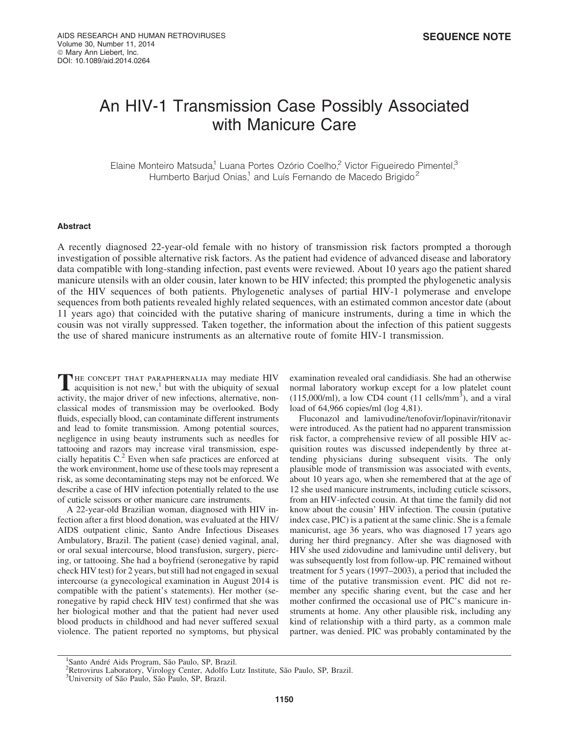SEQUENCE NOTE

# An HIV-1 Transmission Case Possibly Associated with Manicure Care

Elaine Monteiro Matsuda,[1] Luana Portes Ozório Coelho,[2] Victor Figueiredo Pimentel,[3] Humberto Barjud Onias,[1] and Luís Fernando de Macedo Brigido[2]

## Abstract

A recently diagnosed 22-year-old female with no history of transmission risk factors prompted a thorough investigation of possible alternative risk factors. As the patient had evidence of advanced disease and laboratory data compatible with long-standing infection, past events were reviewed. About 10 years ago the patient shared manicure utensils with an older cousin, later known to be HIV infected; this prompted the phylogenetic analysis of the HIV sequences of both patients. Phylogenetic analyses of partial HIV-1 polymerase and envelope sequences from both patients revealed highly related sequences, with an estimated common ancestor date (about 11 years ago) that coincided with the putative sharing of manicure instruments, during a time in which the cousin was not virally suppressed. Taken together, the information about the infection of this patient suggests the use of shared manicure instruments as an alternative route of fomite HIV-1 transmission.

The concept that paraphernalia may mediate HIV acquisition is not new,[1] but with the ubiquity of sexual activity, the major driver of new infections, alternative, nonclassical modes of transmission may be overlooked. Body fluids, especially blood, can contaminate different instruments and lead to fomite transmission. Among potential sources, negligence in using beauty instruments such as needles for tattooing and razors may increase viral transmission, especially hepatitis C.[2] Even when safe practices are enforced at the work environment, home use of these tools may represent a risk, as some decontaminating steps may not be enforced. We describe a case of HIV infection potentially related to the use of cuticle scissors or other manicure care instruments.

A 22-year-old Brazilian woman, diagnosed with HIV infection after a first blood donation, was evaluated at the HIV/AIDS outpatient clinic, Santo Andre Infectious Diseases Ambulatory, Brazil. The patient (case) denied vaginal, anal, or oral sexual intercourse, blood transfusion, surgery, piercing, or tattooing. She had a boyfriend (seronegative by rapid check HIV test) for 2 years, but still had not engaged in sexual intercourse (a gynecological examination in August 2014 is compatible with the patient's statements). Her mother (seronegative by rapid check HIV test) confirmed that she was her biological mother and that the patient had never used blood products in childhood and had never suffered sexual violence. The patient reported no symptoms, but physical examination revealed oral candidiasis. She had an otherwise normal laboratory workup except for a low platelet count (115,000/ml), a low CD4 count (11 cells/mm$^3$), and a viral load of 64,966 copies/ml (log 4,81).

Fluconazol and lamivudine/tenofovir/lopinavir/ritonavir were introduced. As the patient had no apparent transmission risk factor, a comprehensive review of all possible HIV acquisition routes was discussed independently by three attending physicians during subsequent visits. The only plausible mode of transmission was associated with events, about 10 years ago, when she remembered that at the age of 12 she used manicure instruments, including cuticle scissors, from an HIV-infected cousin. At that time the family did not know about the cousin' HIV infection. The cousin (putative index case, PIC) is a patient at the same clinic. She is a female manicurist, age 36 years, who was diagnosed 17 years ago during her third pregnancy. After she was diagnosed with HIV she used zidovudine and lamivudine until delivery, but was subsequently lost from follow-up. PIC remained without treatment for 5 years (1997–2003), a period that included the time of the putative transmission event. PIC did not remember any specific sharing event, but the case and her mother confirmed the occasional use of PIC's manicure instruments at home. Any other plausible risk, including any kind of relationship with a third party, as a common male partner, was denied. PIC was probably contaminated by the

[1] Santo André Aids Program, São Paulo, SP, Brazil.
[2] Retrovirus Laboratory, Virology Center, Adolfo Lutz Institute, São Paulo, SP, Brazil.
[3] University of São Paulo, São Paulo, SP, Brazil.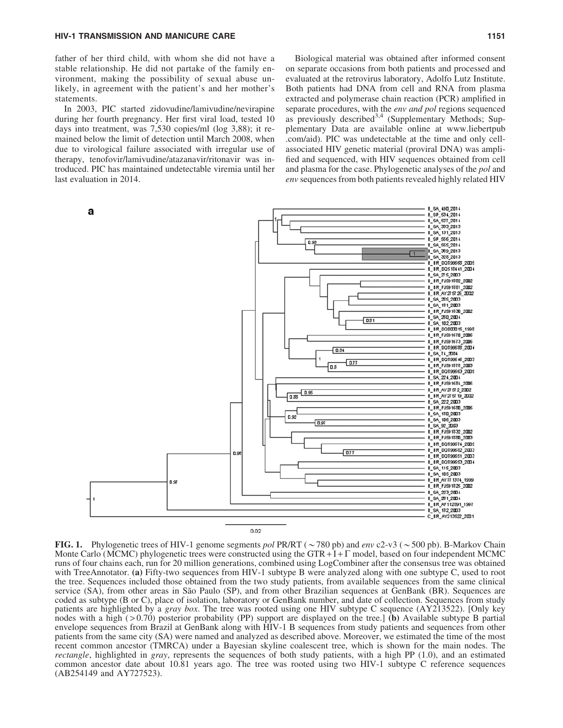father of her third child, with whom she did not have a stable relationship. He did not partake of the family environment, making the possibility of sexual abuse unlikely, in agreement with the patient's and her mother's statements.

In 2003, PIC started zidovudine/lamivudine/nevirapine during her fourth pregnancy. Her first viral load, tested 10 days into treatment, was 7,530 copies/ml (log 3,88); it remained below the limit of detection until March 2008, when due to virological failure associated with irregular use of therapy, tenofovir/lamivudine/atazanavir/ritonavir was introduced. PIC has maintained undetectable viremia until her last evaluation in 2014.

Biological material was obtained after informed consent on separate occasions from both patients and processed and evaluated at the retrovirus laboratory, Adolfo Lutz Institute. Both patients had DNA from cell and RNA from plasma extracted and polymerase chain reaction (PCR) amplified in separate procedures, with the *env and pol* regions sequenced as previously described[3,4] (Supplementary Methods; Supplementary Data are available online at www.liebertpub.com/aid). PIC was undetectable at the time and only cell-associated HIV genetic material (proviral DNA) was amplified and sequenced, with HIV sequences obtained from cell and plasma for the case. Phylogenetic analyses of the *pol* and *env* sequences from both patients revealed highly related HIV

**FIG. 1.** Phylogenetic trees of HIV-1 genome segments *pol* PR/RT (~780 pb) and *env* c2-v3 (~500 pb). B-Markov Chain Monte Carlo (MCMC) phylogenetic trees were constructed using the GTR + I + Γ model, based on four independent MCMC runs of four chains each, run for 20 million generations, combined using LogCombiner after the consensus tree was obtained with TreeAnnotator. **(a)** Fifty-two sequences from HIV-1 subtype B were analyzed along with one subtype C, used to root the tree. Sequences included those obtained from the two study patients, from available sequences from the same clinical service (SA), from other areas in São Paulo (SP), and from other Brazilian sequences at GenBank (BR). Sequences are coded as subtype (B or C), place of isolation, laboratory or GenBank number, and date of collection. Sequences from study patients are highlighted by a *gray box*. The tree was rooted using one HIV subtype C sequence (AY213522). [Only key nodes with a high (>0.70) posterior probability (PP) support are displayed on the tree.] **(b)** Available subtype B partial envelope sequences from Brazil at GenBank along with HIV-1 B sequences from study patients and sequences from other patients from the same city (SA) were named and analyzed as described above. Moreover, we estimated the time of the most recent common ancestor (TMRCA) under a Bayesian skyline coalescent tree, which is shown for the main nodes. The *rectangle*, highlighted in *gray*, represents the sequences of both study patients, with a high PP (1.0), and an estimated common ancestor date about 10.81 years ago. The tree was rooted using two HIV-1 subtype C reference sequences (AB254149 and AY727523).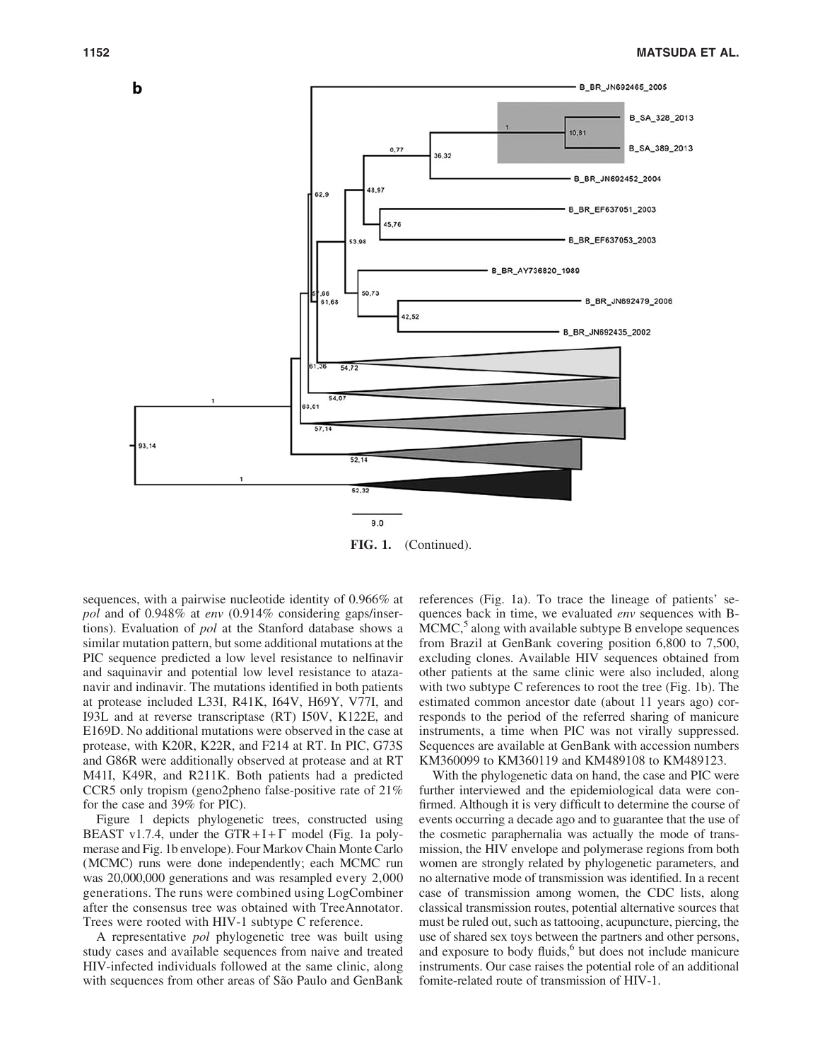**FIG. 1.** (Continued).

sequences, with a pairwise nucleotide identity of 0.966% at *pol* and of 0.948% at *env* (0.914% considering gaps/insertions). Evaluation of *pol* at the Stanford database shows a similar mutation pattern, but some additional mutations at the PIC sequence predicted a low level resistance to nelfinavir and saquinavir and potential low level resistance to atazanavir and indinavir. The mutations identified in both patients at protease included L33I, R41K, I64V, H69Y, V77I, and I93L and at reverse transcriptase (RT) I50V, K122E, and E169D. No additional mutations were observed in the case at protease, with K20R, K22R, and F214 at RT. In PIC, G73S and G86R were additionally observed at protease and at RT M41I, K49R, and R211K. Both patients had a predicted CCR5 only tropism (geno2pheno false-positive rate of 21% for the case and 39% for PIC).

Figure 1 depicts phylogenetic trees, constructed using BEAST v1.7.4, under the GTR + I + $\Gamma$ model (Fig. 1a polymerase and Fig. 1b envelope). Four Markov Chain Monte Carlo (MCMC) runs were done independently; each MCMC run was 20,000,000 generations and was resampled every 2,000 generations. The runs were combined using LogCombiner after the consensus tree was obtained with TreeAnnotator. Trees were rooted with HIV-1 subtype C reference.

A representative *pol* phylogenetic tree was built using study cases and available sequences from naive and treated HIV-infected individuals followed at the same clinic, along with sequences from other areas of São Paulo and GenBank references (Fig. 1a). To trace the lineage of patients' sequences back in time, we evaluated *env* sequences with B-MCMC,[5] along with available subtype B envelope sequences from Brazil at GenBank covering position 6,800 to 7,500, excluding clones. Available HIV sequences obtained from other patients at the same clinic were also included, along with two subtype C references to root the tree (Fig. 1b). The estimated common ancestor date (about 11 years ago) corresponds to the period of the referred sharing of manicure instruments, a time when PIC was not virally suppressed. Sequences are available at GenBank with accession numbers KM360099 to KM360119 and KM489108 to KM489123.

With the phylogenetic data on hand, the case and PIC were further interviewed and the epidemiological data were confirmed. Although it is very difficult to determine the course of events occurring a decade ago and to guarantee that the use of the cosmetic paraphernalia was actually the mode of transmission, the HIV envelope and polymerase regions from both women are strongly related by phylogenetic parameters, and no alternative mode of transmission was identified. In a recent case of transmission among women, the CDC lists, along classical transmission routes, potential alternative sources that must be ruled out, such as tattooing, acupuncture, piercing, the use of shared sex toys between the partners and other persons, and exposure to body fluids,[6] but does not include manicure instruments. Our case raises the potential role of an additional fomite-related route of transmission of HIV-1.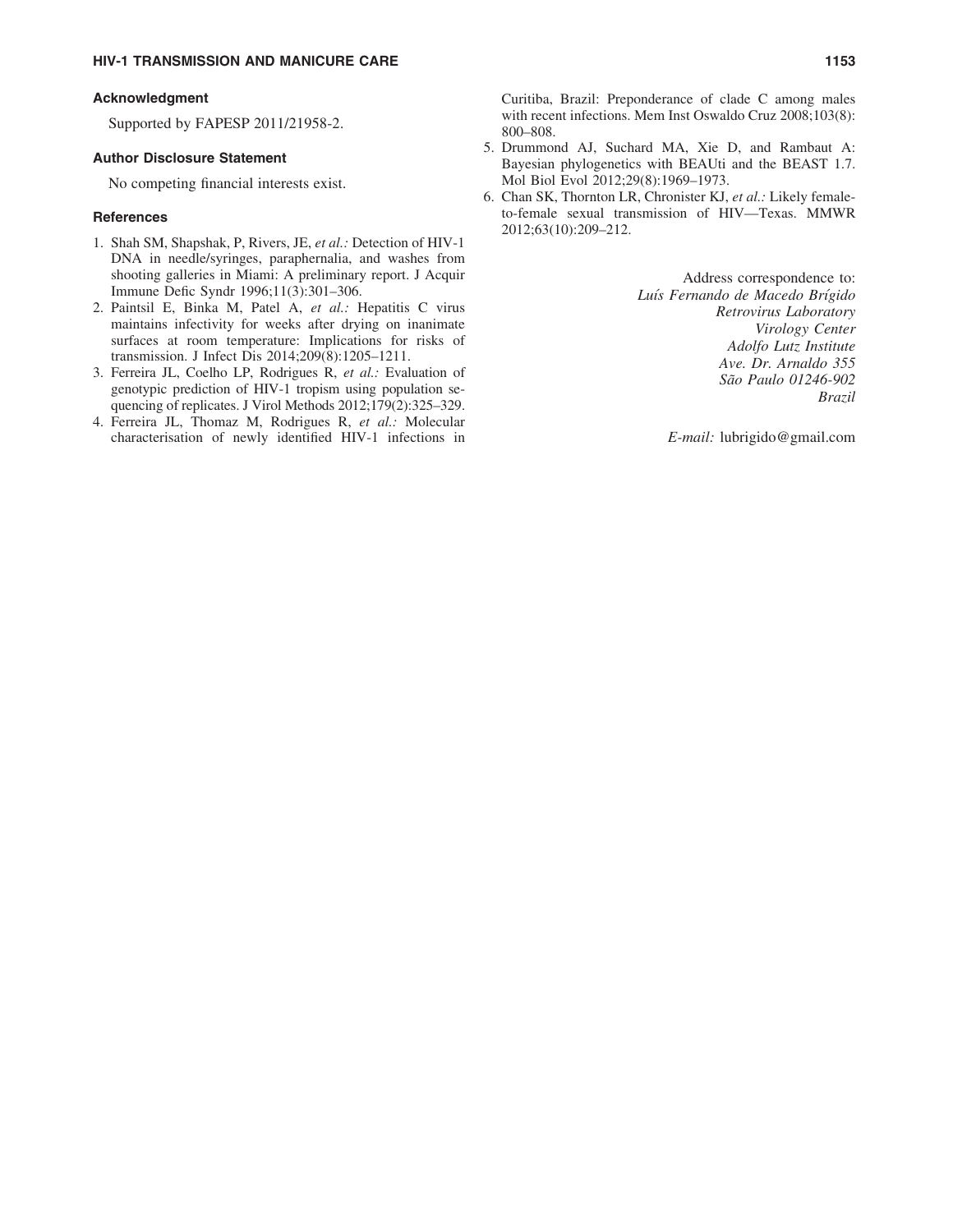## Acknowledgment

Supported by FAPESP 2011/21958-2.

## Author Disclosure Statement

No competing financial interests exist.

## References

1. Shah SM, Shapshak, P, Rivers, JE, *et al.:* Detection of HIV-1 DNA in needle/syringes, paraphernalia, and washes from shooting galleries in Miami: A preliminary report. J Acquir Immune Defic Syndr 1996;11(3):301–306.
2. Paintsil E, Binka M, Patel A, *et al.:* Hepatitis C virus maintains infectivity for weeks after drying on inanimate surfaces at room temperature: Implications for risks of transmission. J Infect Dis 2014;209(8):1205–1211.
3. Ferreira JL, Coelho LP, Rodrigues R, *et al.:* Evaluation of genotypic prediction of HIV-1 tropism using population sequencing of replicates. J Virol Methods 2012;179(2):325–329.
4. Ferreira JL, Thomaz M, Rodrigues R, *et al.:* Molecular characterisation of newly identified HIV-1 infections in Curitiba, Brazil: Preponderance of clade C among males with recent infections. Mem Inst Oswaldo Cruz 2008;103(8): 800–808.
5. Drummond AJ, Suchard MA, Xie D, and Rambaut A: Bayesian phylogenetics with BEAUti and the BEAST 1.7. Mol Biol Evol 2012;29(8):1969–1973.
6. Chan SK, Thornton LR, Chronister KJ, *et al.:* Likely female-to-female sexual transmission of HIV—Texas. MMWR 2012;63(10):209–212.

Address correspondence to:
*Luís Fernando de Macedo Brígido*
*Retrovirus Laboratory*
*Virology Center*
*Adolfo Lutz Institute*
*Ave. Dr. Arnaldo 355*
*São Paulo 01246-902*
*Brazil*

*E-mail:* lubrigido@gmail.com